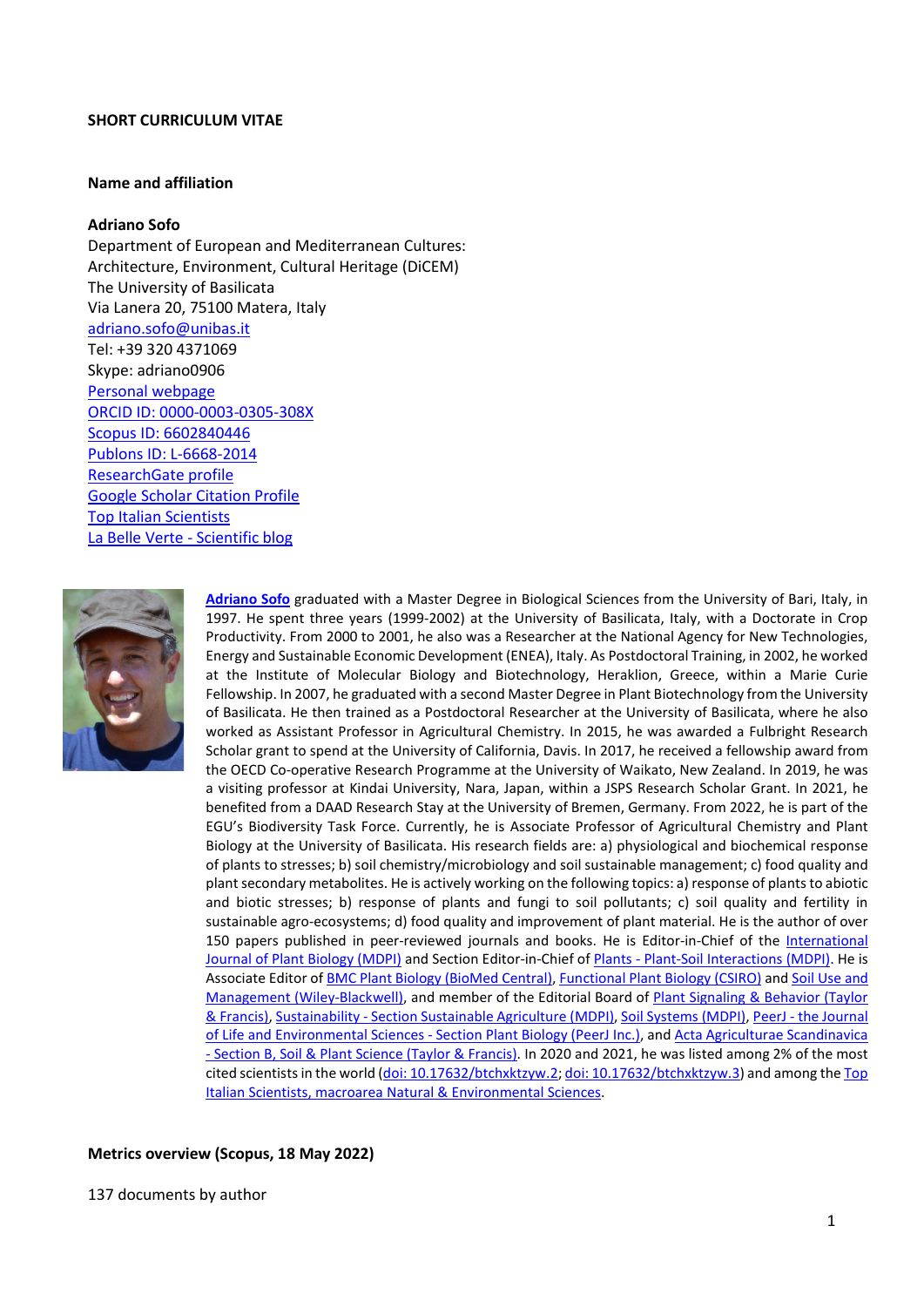**SHORT CURRICULUM VITAE**

**Name and affiliation**

**Adriano Sofo**
Department of European and Mediterranean Cultures:
Architecture, Environment, Cultural Heritage (DiCEM)
The University of Basilicata
Via Lanera 20, 75100 Matera, Italy
adriano.sofo@unibas.it
Tel: +39 320 4371069
Skype: adriano0906
Personal webpage
ORCID ID: 0000-0003-0305-308X
Scopus ID: 6602840446
Publons ID: L-6668-2014
ResearchGate profile
Google Scholar Citation Profile
Top Italian Scientists
La Belle Verte - Scientific blog

**Adriano Sofo** graduated with a Master Degree in Biological Sciences from the University of Bari, Italy, in 1997. He spent three years (1999-2002) at the University of Basilicata, Italy, with a Doctorate in Crop Productivity. From 2000 to 2001, he also was a Researcher at the National Agency for New Technologies, Energy and Sustainable Economic Development (ENEA), Italy. As Postdoctoral Training, in 2002, he worked at the Institute of Molecular Biology and Biotechnology, Heraklion, Greece, within a Marie Curie Fellowship. In 2007, he graduated with a second Master Degree in Plant Biotechnology from the University of Basilicata. He then trained as a Postdoctoral Researcher at the University of Basilicata, where he also worked as Assistant Professor in Agricultural Chemistry. In 2015, he was awarded a Fulbright Research Scholar grant to spend at the University of California, Davis. In 2017, he received a fellowship award from the OECD Co-operative Research Programme at the University of Waikato, New Zealand. In 2019, he was a visiting professor at Kindai University, Nara, Japan, within a JSPS Research Scholar Grant. In 2021, he benefited from a DAAD Research Stay at the University of Bremen, Germany. From 2022, he is part of the EGU's Biodiversity Task Force. Currently, he is Associate Professor of Agricultural Chemistry and Plant Biology at the University of Basilicata. His research fields are: a) physiological and biochemical response of plants to stresses; b) soil chemistry/microbiology and soil sustainable management; c) food quality and plant secondary metabolites. He is actively working on the following topics: a) response of plants to abiotic and biotic stresses; b) response of plants and fungi to soil pollutants; c) soil quality and fertility in sustainable agro-ecosystems; d) food quality and improvement of plant material. He is the author of over 150 papers published in peer-reviewed journals and books. He is Editor-in-Chief of the International Journal of Plant Biology (MDPI) and Section Editor-in-Chief of Plants - Plant-Soil Interactions (MDPI). He is Associate Editor of BMC Plant Biology (BioMed Central), Functional Plant Biology (CSIRO) and Soil Use and Management (Wiley-Blackwell), and member of the Editorial Board of Plant Signaling & Behavior (Taylor & Francis), Sustainability - Section Sustainable Agriculture (MDPI), Soil Systems (MDPI), PeerJ - the Journal of Life and Environmental Sciences - Section Plant Biology (PeerJ Inc.), and Acta Agriculturae Scandinavica - Section B, Soil & Plant Science (Taylor & Francis). In 2020 and 2021, he was listed among 2% of the most cited scientists in the world (doi: 10.17632/btchxktzyw.2; doi: 10.17632/btchxktzyw.3) and among the Top Italian Scientists, macroarea Natural & Environmental Sciences.

**Metrics overview (Scopus, 18 May 2022)**

137 documents by author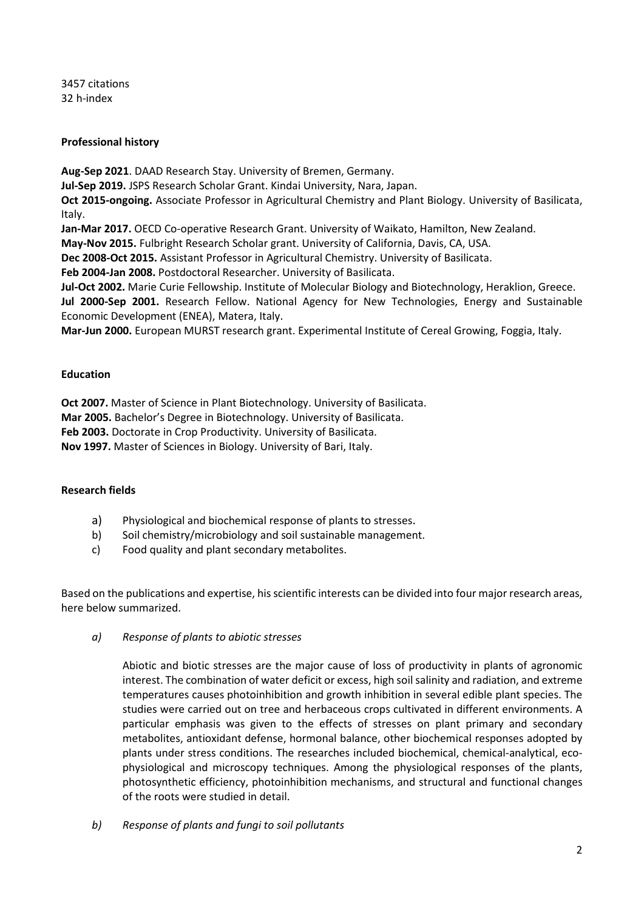3457 citations
32 h-index

**Professional history**

**Aug-Sep 2021**. DAAD Research Stay. University of Bremen, Germany.
**Jul-Sep 2019.** JSPS Research Scholar Grant. Kindai University, Nara, Japan.
**Oct 2015-ongoing.** Associate Professor in Agricultural Chemistry and Plant Biology. University of Basilicata, Italy.
**Jan-Mar 2017.** OECD Co-operative Research Grant. University of Waikato, Hamilton, New Zealand.
**May-Nov 2015.** Fulbright Research Scholar grant. University of California, Davis, CA, USA.
**Dec 2008-Oct 2015.** Assistant Professor in Agricultural Chemistry. University of Basilicata.
**Feb 2004-Jan 2008.** Postdoctoral Researcher. University of Basilicata.
**Jul-Oct 2002.** Marie Curie Fellowship. Institute of Molecular Biology and Biotechnology, Heraklion, Greece.
**Jul 2000-Sep 2001.** Research Fellow. National Agency for New Technologies, Energy and Sustainable Economic Development (ENEA), Matera, Italy.
**Mar-Jun 2000.** European MURST research grant. Experimental Institute of Cereal Growing, Foggia, Italy.

**Education**

**Oct 2007.** Master of Science in Plant Biotechnology. University of Basilicata.
**Mar 2005.** Bachelor's Degree in Biotechnology. University of Basilicata.
**Feb 2003.** Doctorate in Crop Productivity. University of Basilicata.
**Nov 1997.** Master of Sciences in Biology. University of Bari, Italy.

**Research fields**

a) Physiological and biochemical response of plants to stresses.
b) Soil chemistry/microbiology and soil sustainable management.
c) Food quality and plant secondary metabolites.

Based on the publications and expertise, his scientific interests can be divided into four major research areas, here below summarized.

*a) Response of plants to abiotic stresses*

Abiotic and biotic stresses are the major cause of loss of productivity in plants of agronomic interest. The combination of water deficit or excess, high soil salinity and radiation, and extreme temperatures causes photoinhibition and growth inhibition in several edible plant species. The studies were carried out on tree and herbaceous crops cultivated in different environments. A particular emphasis was given to the effects of stresses on plant primary and secondary metabolites, antioxidant defense, hormonal balance, other biochemical responses adopted by plants under stress conditions. The researches included biochemical, chemical-analytical, eco-physiological and microscopy techniques. Among the physiological responses of the plants, photosynthetic efficiency, photoinhibition mechanisms, and structural and functional changes of the roots were studied in detail.

*b) Response of plants and fungi to soil pollutants*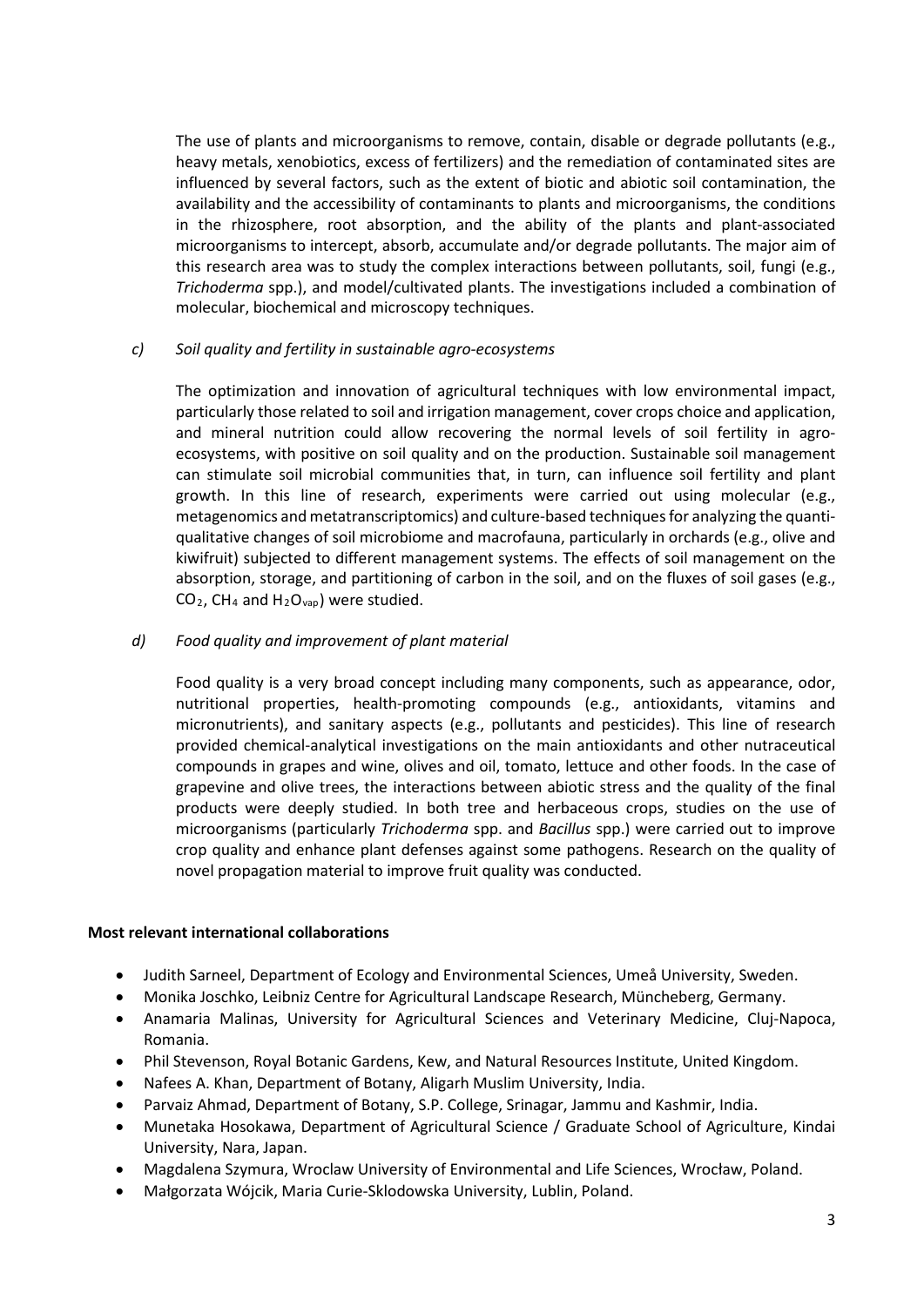The use of plants and microorganisms to remove, contain, disable or degrade pollutants (e.g., heavy metals, xenobiotics, excess of fertilizers) and the remediation of contaminated sites are influenced by several factors, such as the extent of biotic and abiotic soil contamination, the availability and the accessibility of contaminants to plants and microorganisms, the conditions in the rhizosphere, root absorption, and the ability of the plants and plant-associated microorganisms to intercept, absorb, accumulate and/or degrade pollutants. The major aim of this research area was to study the complex interactions between pollutants, soil, fungi (e.g., *Trichoderma* spp.), and model/cultivated plants. The investigations included a combination of molecular, biochemical and microscopy techniques.

c) *Soil quality and fertility in sustainable agro-ecosystems*

The optimization and innovation of agricultural techniques with low environmental impact, particularly those related to soil and irrigation management, cover crops choice and application, and mineral nutrition could allow recovering the normal levels of soil fertility in agro-ecosystems, with positive on soil quality and on the production. Sustainable soil management can stimulate soil microbial communities that, in turn, can influence soil fertility and plant growth. In this line of research, experiments were carried out using molecular (e.g., metagenomics and metatranscriptomics) and culture-based techniques for analyzing the quanti-qualitative changes of soil microbiome and macrofauna, particularly in orchards (e.g., olive and kiwifruit) subjected to different management systems. The effects of soil management on the absorption, storage, and partitioning of carbon in the soil, and on the fluxes of soil gases (e.g., $CO_2$, $CH_4$ and $H_2O_{vap}$) were studied.

d) *Food quality and improvement of plant material*

Food quality is a very broad concept including many components, such as appearance, odor, nutritional properties, health-promoting compounds (e.g., antioxidants, vitamins and micronutrients), and sanitary aspects (e.g., pollutants and pesticides). This line of research provided chemical-analytical investigations on the main antioxidants and other nutraceutical compounds in grapes and wine, olives and oil, tomato, lettuce and other foods. In the case of grapevine and olive trees, the interactions between abiotic stress and the quality of the final products were deeply studied. In both tree and herbaceous crops, studies on the use of microorganisms (particularly *Trichoderma* spp. and *Bacillus* spp.) were carried out to improve crop quality and enhance plant defenses against some pathogens. Research on the quality of novel propagation material to improve fruit quality was conducted.

**Most relevant international collaborations**

- Judith Sarneel, Department of Ecology and Environmental Sciences, Umeå University, Sweden.
- Monika Joschko, Leibniz Centre for Agricultural Landscape Research, Müncheberg, Germany.
- Anamaria Malinas, University for Agricultural Sciences and Veterinary Medicine, Cluj-Napoca, Romania.
- Phil Stevenson, Royal Botanic Gardens, Kew, and Natural Resources Institute, United Kingdom.
- Nafees A. Khan, Department of Botany, Aligarh Muslim University, India.
- Parvaiz Ahmad, Department of Botany, S.P. College, Srinagar, Jammu and Kashmir, India.
- Munetaka Hosokawa, Department of Agricultural Science / Graduate School of Agriculture, Kindai University, Nara, Japan.
- Magdalena Szymura, Wroclaw University of Environmental and Life Sciences, Wrocław, Poland.
- Małgorzata Wójcik, Maria Curie-Sklodowska University, Lublin, Poland.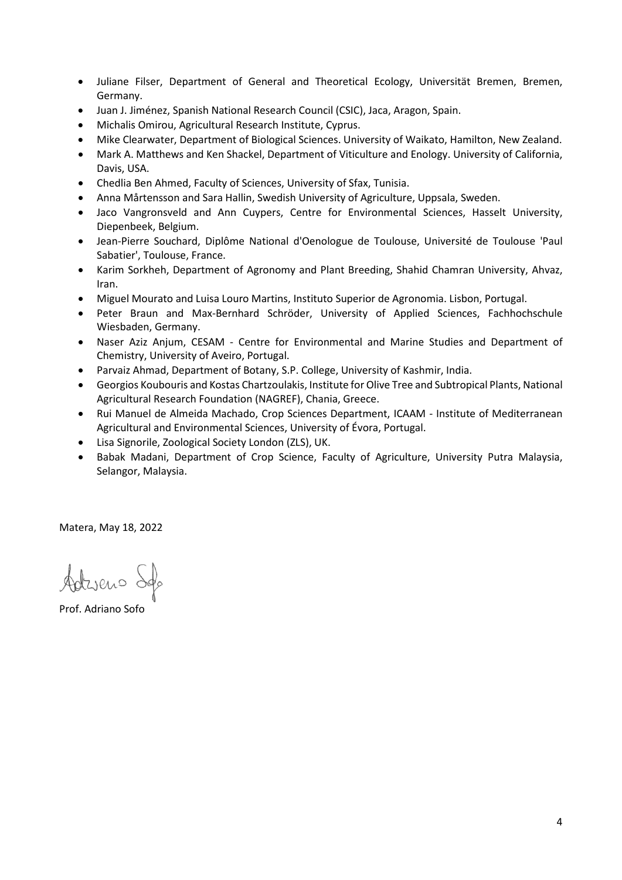- Juliane Filser, Department of General and Theoretical Ecology, Universität Bremen, Bremen, Germany.
- Juan J. Jiménez, Spanish National Research Council (CSIC), Jaca, Aragon, Spain.
- Michalis Omirou, Agricultural Research Institute, Cyprus.
- Mike Clearwater, Department of Biological Sciences. University of Waikato, Hamilton, New Zealand.
- Mark A. Matthews and Ken Shackel, Department of Viticulture and Enology. University of California, Davis, USA.
- Chedlia Ben Ahmed, Faculty of Sciences, University of Sfax, Tunisia.
- Anna Mårtensson and Sara Hallin, Swedish University of Agriculture, Uppsala, Sweden.
- Jaco Vangronsveld and Ann Cuypers, Centre for Environmental Sciences, Hasselt University, Diepenbeek, Belgium.
- Jean-Pierre Souchard, Diplôme National d'Oenologue de Toulouse, Université de Toulouse 'Paul Sabatier', Toulouse, France.
- Karim Sorkheh, Department of Agronomy and Plant Breeding, Shahid Chamran University, Ahvaz, Iran.
- Miguel Mourato and Luisa Louro Martins, Instituto Superior de Agronomia. Lisbon, Portugal.
- Peter Braun and Max-Bernhard Schröder, University of Applied Sciences, Fachhochschule Wiesbaden, Germany.
- Naser Aziz Anjum, CESAM - Centre for Environmental and Marine Studies and Department of Chemistry, University of Aveiro, Portugal.
- Parvaiz Ahmad, Department of Botany, S.P. College, University of Kashmir, India.
- Georgios Koubouris and Kostas Chartzoulakis, Institute for Olive Tree and Subtropical Plants, National Agricultural Research Foundation (NAGREF), Chania, Greece.
- Rui Manuel de Almeida Machado, Crop Sciences Department, ICAAM - Institute of Mediterranean Agricultural and Environmental Sciences, University of Évora, Portugal.
- Lisa Signorile, Zoological Society London (ZLS), UK.
- Babak Madani, Department of Crop Science, Faculty of Agriculture, University Putra Malaysia, Selangor, Malaysia.

Matera, May 18, 2022

Adriano Sofo

Prof. Adriano Sofo